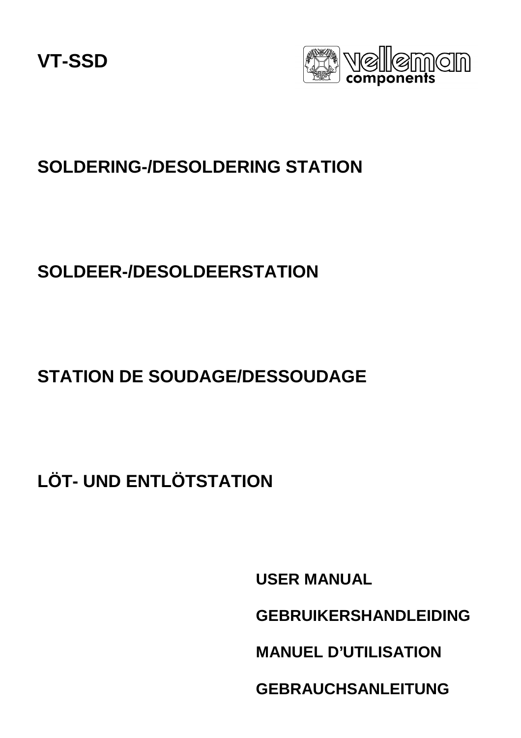# VT-SSD

velleman components

## SOLDERING-/DESOLDERING STATION

## SOLDEER-/DESOLDEERSTATION

## STATION DE SOUDAGE/DESSOUDAGE

## LÖT- UND ENTLÖTSTATION

**USER MANUAL**

**GEBRUIKERSHANDLEIDING**

**MANUEL D'UTILISATION**

**GEBRAUCHSANLEITUNG**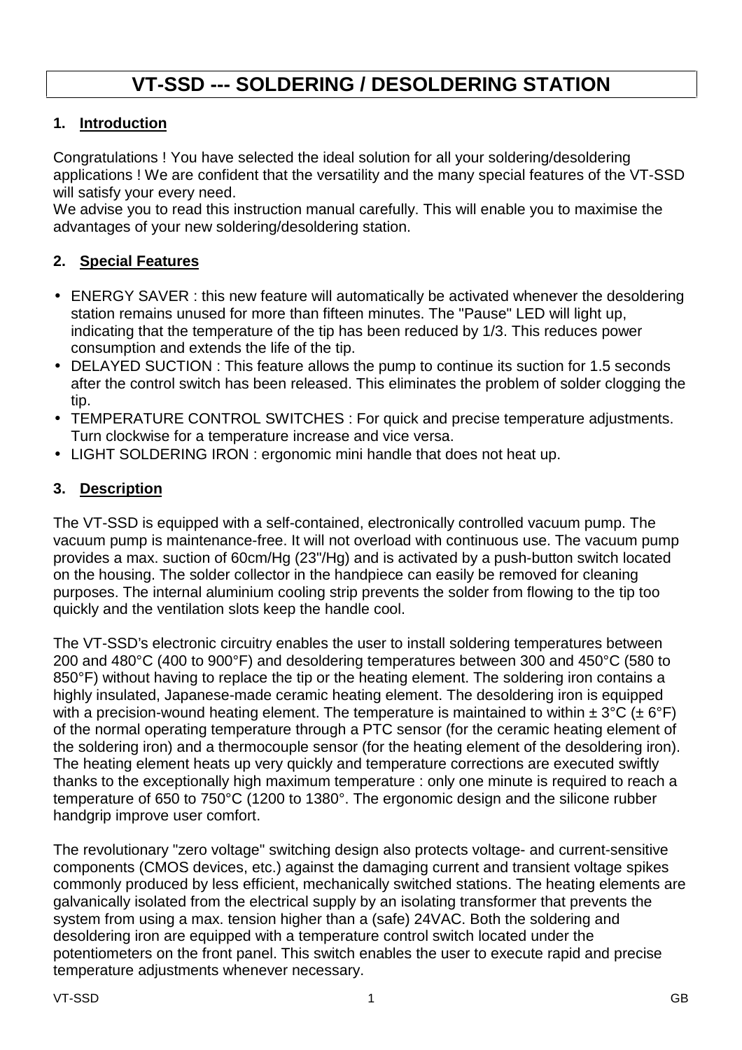# VT-SSD --- SOLDERING / DESOLDERING STATION

## 1. Introduction

Congratulations ! You have selected the ideal solution for all your soldering/desoldering applications ! We are confident that the versatility and the many special features of the VT-SSD will satisfy your every need.
We advise you to read this instruction manual carefully. This will enable you to maximise the advantages of your new soldering/desoldering station.

## 2. Special Features

- ENERGY SAVER : this new feature will automatically be activated whenever the desoldering station remains unused for more than fifteen minutes. The "Pause" LED will light up, indicating that the temperature of the tip has been reduced by 1/3. This reduces power consumption and extends the life of the tip.
- DELAYED SUCTION : This feature allows the pump to continue its suction for 1.5 seconds after the control switch has been released. This eliminates the problem of solder clogging the tip.
- TEMPERATURE CONTROL SWITCHES : For quick and precise temperature adjustments. Turn clockwise for a temperature increase and vice versa.
- LIGHT SOLDERING IRON : ergonomic mini handle that does not heat up.

## 3. Description

The VT-SSD is equipped with a self-contained, electronically controlled vacuum pump. The vacuum pump is maintenance-free. It will not overload with continuous use. The vacuum pump provides a max. suction of 60cm/Hg (23"/Hg) and is activated by a push-button switch located on the housing. The solder collector in the handpiece can easily be removed for cleaning purposes. The internal aluminium cooling strip prevents the solder from flowing to the tip too quickly and the ventilation slots keep the handle cool.

The VT-SSD's electronic circuitry enables the user to install soldering temperatures between 200 and 480°C (400 to 900°F) and desoldering temperatures between 300 and 450°C (580 to 850°F) without having to replace the tip or the heating element. The soldering iron contains a highly insulated, Japanese-made ceramic heating element. The desoldering iron is equipped with a precision-wound heating element. The temperature is maintained to within ± 3°C (± 6°F) of the normal operating temperature through a PTC sensor (for the ceramic heating element of the soldering iron) and a thermocouple sensor (for the heating element of the desoldering iron). The heating element heats up very quickly and temperature corrections are executed swiftly thanks to the exceptionally high maximum temperature : only one minute is required to reach a temperature of 650 to 750°C (1200 to 1380°. The ergonomic design and the silicone rubber handgrip improve user comfort.

The revolutionary "zero voltage" switching design also protects voltage- and current-sensitive components (CMOS devices, etc.) against the damaging current and transient voltage spikes commonly produced by less efficient, mechanically switched stations. The heating elements are galvanically isolated from the electrical supply by an isolating transformer that prevents the system from using a max. tension higher than a (safe) 24VAC. Both the soldering and desoldering iron are equipped with a temperature control switch located under the potentiometers on the front panel. This switch enables the user to execute rapid and precise temperature adjustments whenever necessary.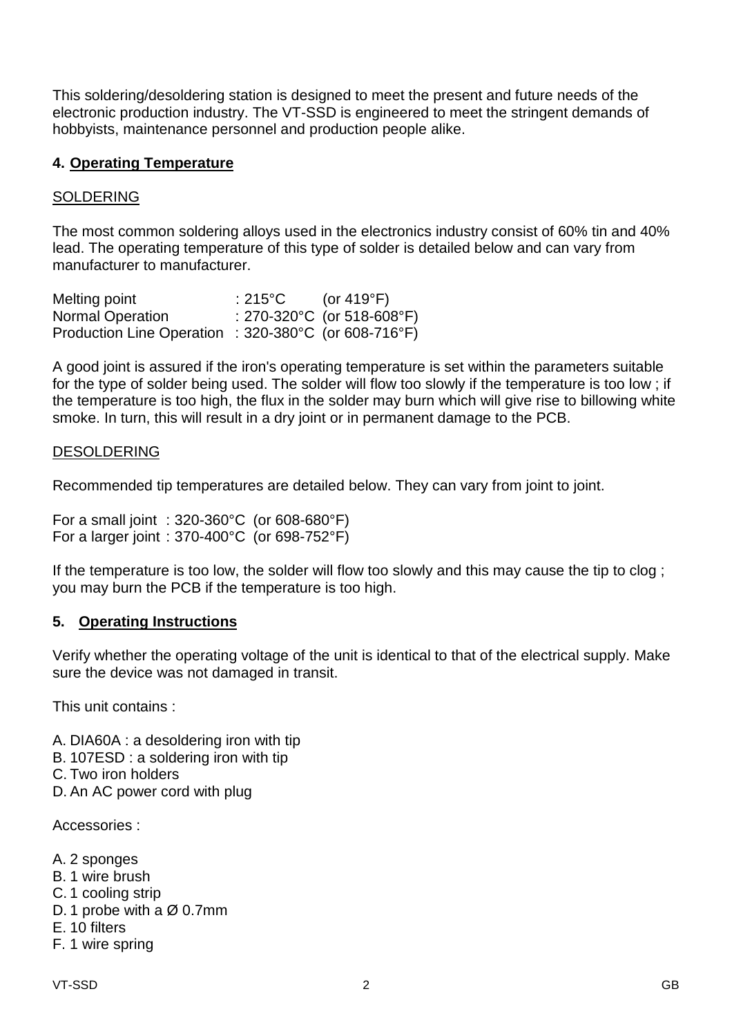This soldering/desoldering station is designed to meet the present and future needs of the electronic production industry. The VT-SSD is engineered to meet the stringent demands of hobbyists, maintenance personnel and production people alike.

## 4. Operating Temperature

### SOLDERING

The most common soldering alloys used in the electronics industry consist of 60% tin and 40% lead. The operating temperature of this type of solder is detailed below and can vary from manufacturer to manufacturer.

| | | |
|---|---|---|
| Melting point | : 215°C | (or 419°F) |
| Normal Operation | : 270-320°C | (or 518-608°F) |
| Production Line Operation | : 320-380°C | (or 608-716°F) |

A good joint is assured if the iron's operating temperature is set within the parameters suitable for the type of solder being used. The solder will flow too slowly if the temperature is too low ; if the temperature is too high, the flux in the solder may burn which will give rise to billowing white smoke. In turn, this will result in a dry joint or in permanent damage to the PCB.

### DESOLDERING

Recommended tip temperatures are detailed below. They can vary from joint to joint.

For a small joint : 320-360°C (or 608-680°F)
For a larger joint : 370-400°C (or 698-752°F)

If the temperature is too low, the solder will flow too slowly and this may cause the tip to clog ; you may burn the PCB if the temperature is too high.

## 5. Operating Instructions

Verify whether the operating voltage of the unit is identical to that of the electrical supply. Make sure the device was not damaged in transit.

This unit contains :

A. DIA60A : a desoldering iron with tip
B. 107ESD : a soldering iron with tip
C. Two iron holders
D. An AC power cord with plug

Accessories :

A. 2 sponges
B. 1 wire brush
C. 1 cooling strip
D. 1 probe with a Ø 0.7mm
E. 10 filters
F. 1 wire spring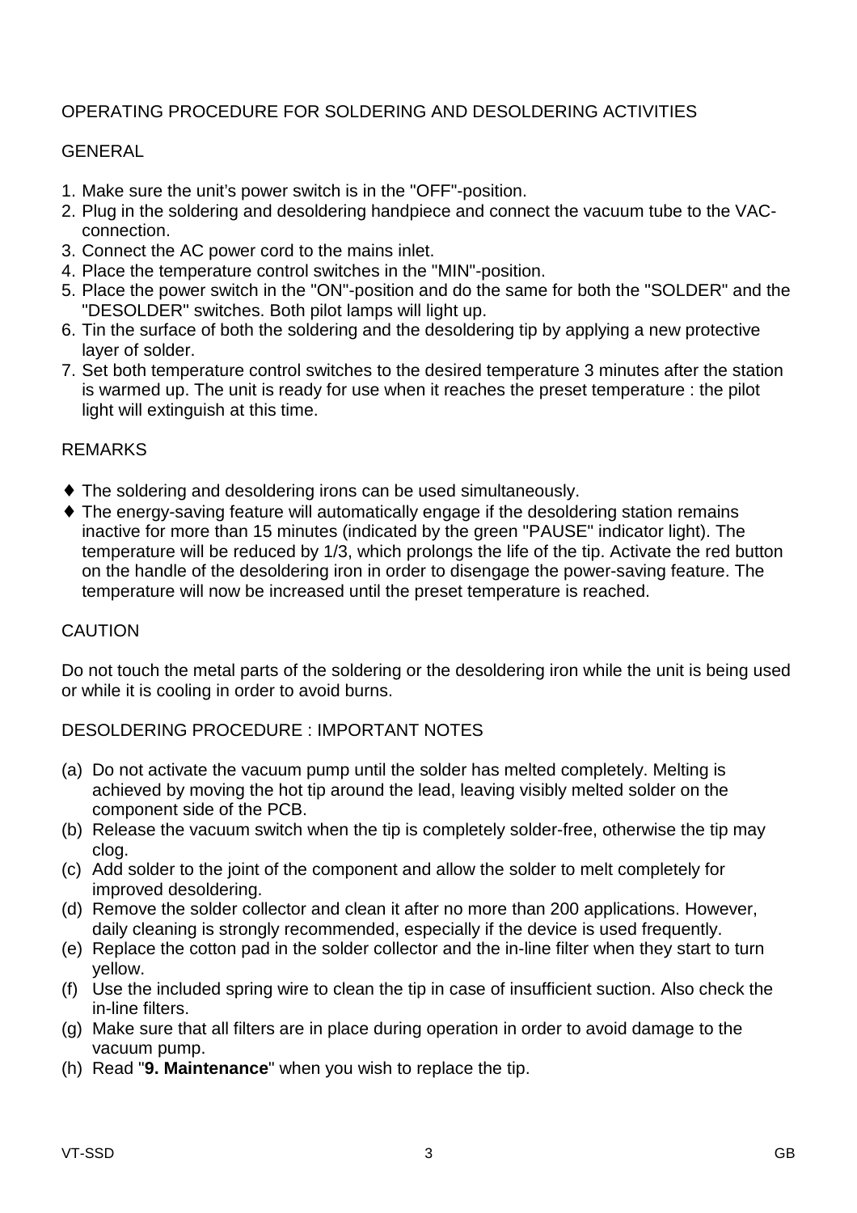# OPERATING PROCEDURE FOR SOLDERING AND DESOLDERING ACTIVITIES

## GENERAL

1. Make sure the unit's power switch is in the "OFF"-position.
2. Plug in the soldering and desoldering handpiece and connect the vacuum tube to the VAC-connection.
3. Connect the AC power cord to the mains inlet.
4. Place the temperature control switches in the "MIN"-position.
5. Place the power switch in the "ON"-position and do the same for both the "SOLDER" and the "DESOLDER" switches. Both pilot lamps will light up.
6. Tin the surface of both the soldering and the desoldering tip by applying a new protective layer of solder.
7. Set both temperature control switches to the desired temperature 3 minutes after the station is warmed up. The unit is ready for use when it reaches the preset temperature : the pilot light will extinguish at this time.

## REMARKS

- The soldering and desoldering irons can be used simultaneously.
- The energy-saving feature will automatically engage if the desoldering station remains inactive for more than 15 minutes (indicated by the green "PAUSE" indicator light). The temperature will be reduced by 1/3, which prolongs the life of the tip. Activate the red button on the handle of the desoldering iron in order to disengage the power-saving feature. The temperature will now be increased until the preset temperature is reached.

## CAUTION

Do not touch the metal parts of the soldering or the desoldering iron while the unit is being used or while it is cooling in order to avoid burns.

## DESOLDERING PROCEDURE : IMPORTANT NOTES

(a) Do not activate the vacuum pump until the solder has melted completely. Melting is achieved by moving the hot tip around the lead, leaving visibly melted solder on the component side of the PCB.
(b) Release the vacuum switch when the tip is completely solder-free, otherwise the tip may clog.
(c) Add solder to the joint of the component and allow the solder to melt completely for improved desoldering.
(d) Remove the solder collector and clean it after no more than 200 applications. However, daily cleaning is strongly recommended, especially if the device is used frequently.
(e) Replace the cotton pad in the solder collector and the in-line filter when they start to turn yellow.
(f) Use the included spring wire to clean the tip in case of insufficient suction. Also check the in-line filters.
(g) Make sure that all filters are in place during operation in order to avoid damage to the vacuum pump.
(h) Read "**9. Maintenance**" when you wish to replace the tip.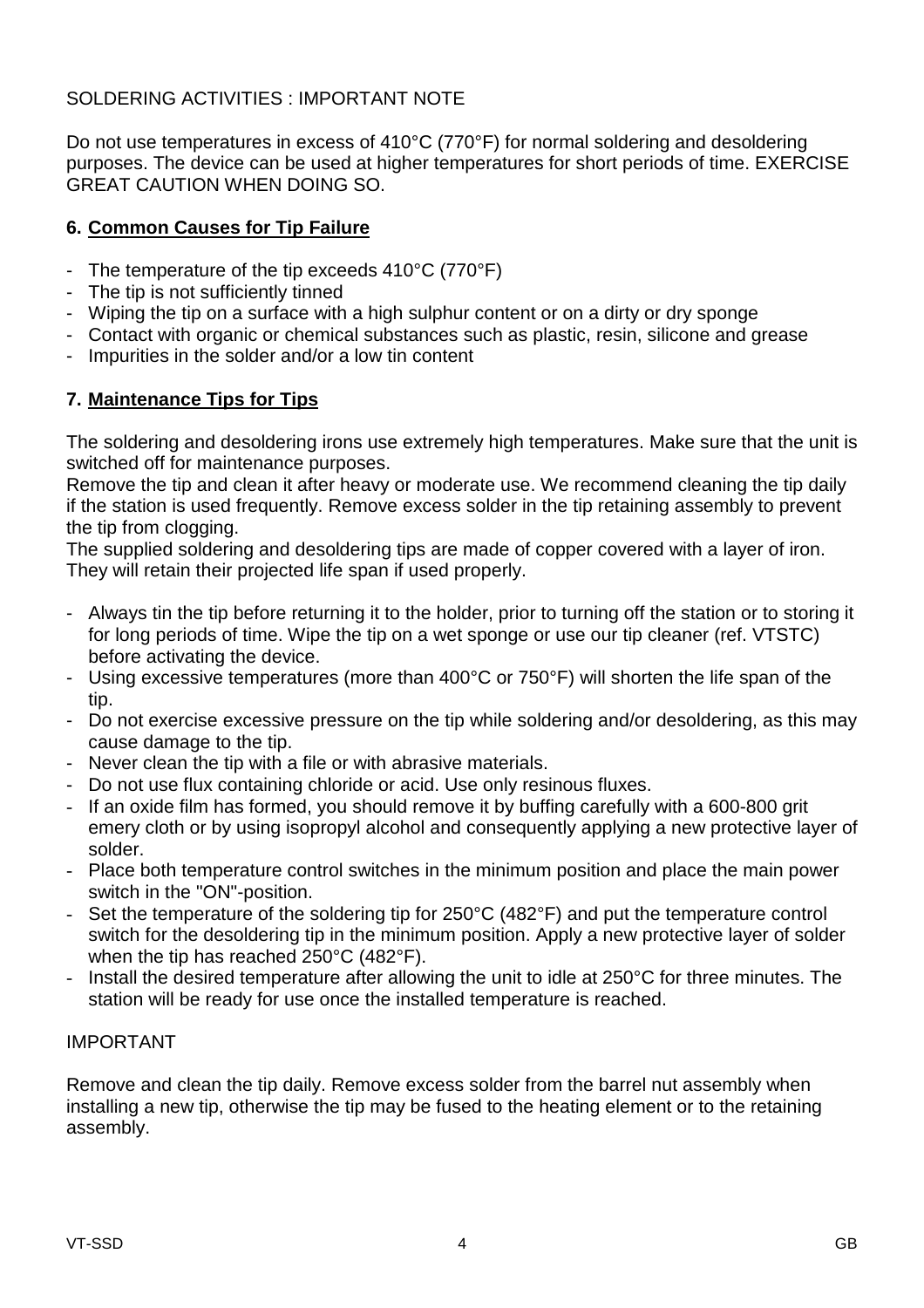SOLDERING ACTIVITIES : IMPORTANT NOTE

Do not use temperatures in excess of 410°C (770°F) for normal soldering and desoldering purposes. The device can be used at higher temperatures for short periods of time. EXERCISE GREAT CAUTION WHEN DOING SO.

## 6. Common Causes for Tip Failure

- The temperature of the tip exceeds 410°C (770°F)
- The tip is not sufficiently tinned
- Wiping the tip on a surface with a high sulphur content or on a dirty or dry sponge
- Contact with organic or chemical substances such as plastic, resin, silicone and grease
- Impurities in the solder and/or a low tin content

## 7. Maintenance Tips for Tips

The soldering and desoldering irons use extremely high temperatures. Make sure that the unit is switched off for maintenance purposes.
Remove the tip and clean it after heavy or moderate use. We recommend cleaning the tip daily if the station is used frequently. Remove excess solder in the tip retaining assembly to prevent the tip from clogging.
The supplied soldering and desoldering tips are made of copper covered with a layer of iron. They will retain their projected life span if used properly.

- Always tin the tip before returning it to the holder, prior to turning off the station or to storing it for long periods of time. Wipe the tip on a wet sponge or use our tip cleaner (ref. VTSTC) before activating the device.
- Using excessive temperatures (more than 400°C or 750°F) will shorten the life span of the tip.
- Do not exercise excessive pressure on the tip while soldering and/or desoldering, as this may cause damage to the tip.
- Never clean the tip with a file or with abrasive materials.
- Do not use flux containing chloride or acid. Use only resinous fluxes.
- If an oxide film has formed, you should remove it by buffing carefully with a 600-800 grit emery cloth or by using isopropyl alcohol and consequently applying a new protective layer of solder.
- Place both temperature control switches in the minimum position and place the main power switch in the "ON"-position.
- Set the temperature of the soldering tip for 250°C (482°F) and put the temperature control switch for the desoldering tip in the minimum position. Apply a new protective layer of solder when the tip has reached 250°C (482°F).
- Install the desired temperature after allowing the unit to idle at 250°C for three minutes. The station will be ready for use once the installed temperature is reached.

IMPORTANT

Remove and clean the tip daily. Remove excess solder from the barrel nut assembly when installing a new tip, otherwise the tip may be fused to the heating element or to the retaining assembly.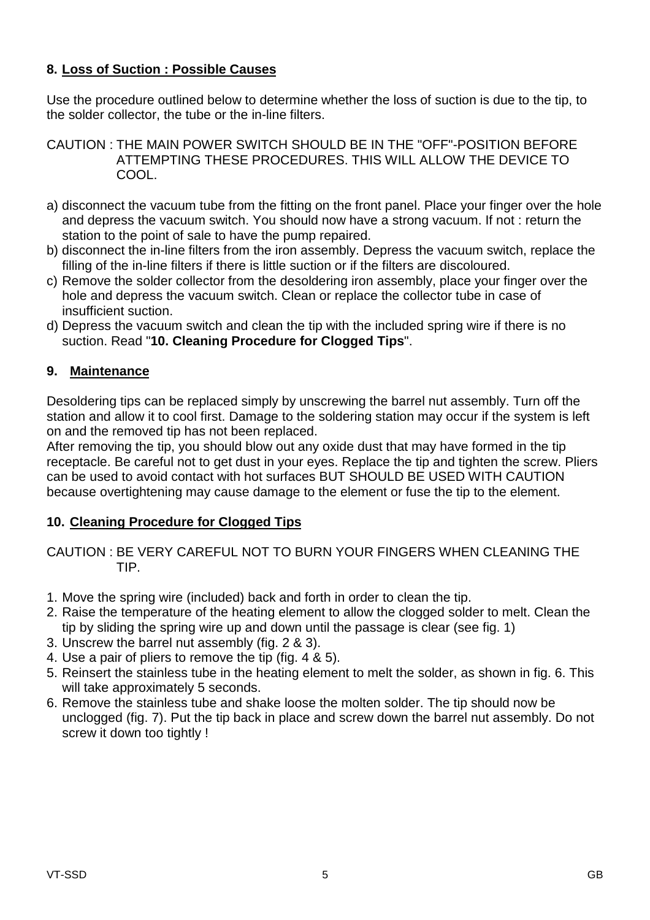## 8. Loss of Suction : Possible Causes

Use the procedure outlined below to determine whether the loss of suction is due to the tip, to the solder collector, the tube or the in-line filters.

CAUTION : THE MAIN POWER SWITCH SHOULD BE IN THE "OFF"-POSITION BEFORE ATTEMPTING THESE PROCEDURES. THIS WILL ALLOW THE DEVICE TO COOL.

a) disconnect the vacuum tube from the fitting on the front panel. Place your finger over the hole and depress the vacuum switch. You should now have a strong vacuum. If not : return the station to the point of sale to have the pump repaired.
b) disconnect the in-line filters from the iron assembly. Depress the vacuum switch, replace the filling of the in-line filters if there is little suction or if the filters are discoloured.
c) Remove the solder collector from the desoldering iron assembly, place your finger over the hole and depress the vacuum switch. Clean or replace the collector tube in case of insufficient suction.
d) Depress the vacuum switch and clean the tip with the included spring wire if there is no suction. Read "**10. Cleaning Procedure for Clogged Tips**".

## 9. Maintenance

Desoldering tips can be replaced simply by unscrewing the barrel nut assembly. Turn off the station and allow it to cool first. Damage to the soldering station may occur if the system is left on and the removed tip has not been replaced.
After removing the tip, you should blow out any oxide dust that may have formed in the tip receptacle. Be careful not to get dust in your eyes. Replace the tip and tighten the screw. Pliers can be used to avoid contact with hot surfaces BUT SHOULD BE USED WITH CAUTION because overtightening may cause damage to the element or fuse the tip to the element.

## 10. Cleaning Procedure for Clogged Tips

CAUTION : BE VERY CAREFUL NOT TO BURN YOUR FINGERS WHEN CLEANING THE TIP.

1. Move the spring wire (included) back and forth in order to clean the tip.
2. Raise the temperature of the heating element to allow the clogged solder to melt. Clean the tip by sliding the spring wire up and down until the passage is clear (see fig. 1)
3. Unscrew the barrel nut assembly (fig. 2 & 3).
4. Use a pair of pliers to remove the tip (fig. 4 & 5).
5. Reinsert the stainless tube in the heating element to melt the solder, as shown in fig. 6. This will take approximately 5 seconds.
6. Remove the stainless tube and shake loose the molten solder. The tip should now be unclogged (fig. 7). Put the tip back in place and screw down the barrel nut assembly. Do not screw it down too tightly !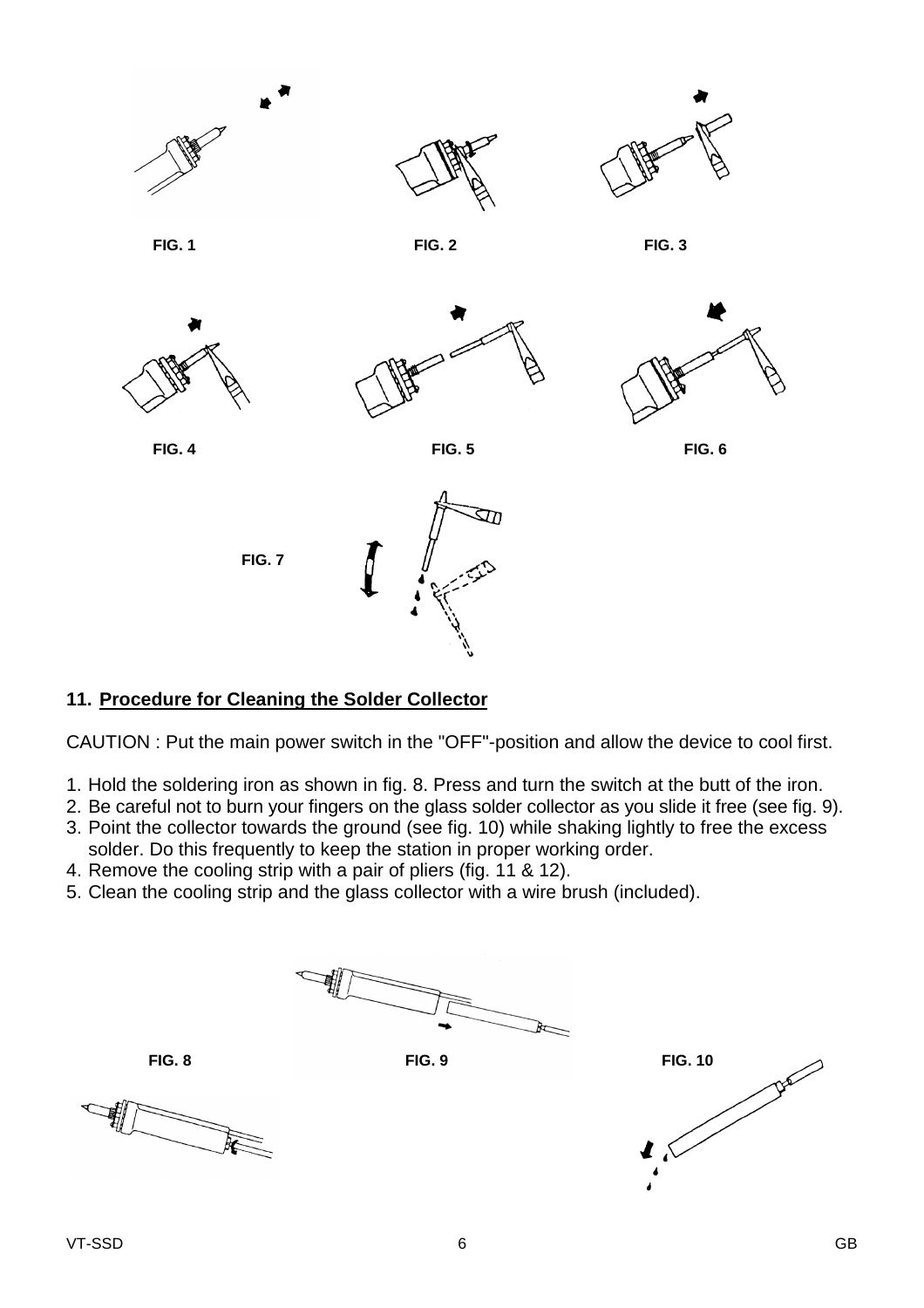FIG. 1

FIG. 2

FIG. 3

FIG. 4

FIG. 5

FIG. 6

FIG. 7

## 11. Procedure for Cleaning the Solder Collector

CAUTION : Put the main power switch in the "OFF"-position and allow the device to cool first.

1. Hold the soldering iron as shown in fig. 8. Press and turn the switch at the butt of the iron.
2. Be careful not to burn your fingers on the glass solder collector as you slide it free (see fig. 9).
3. Point the collector towards the ground (see fig. 10) while shaking lightly to free the excess solder. Do this frequently to keep the station in proper working order.
4. Remove the cooling strip with a pair of pliers (fig. 11 & 12).
5. Clean the cooling strip and the glass collector with a wire brush (included).

FIG. 8

FIG. 9

FIG. 10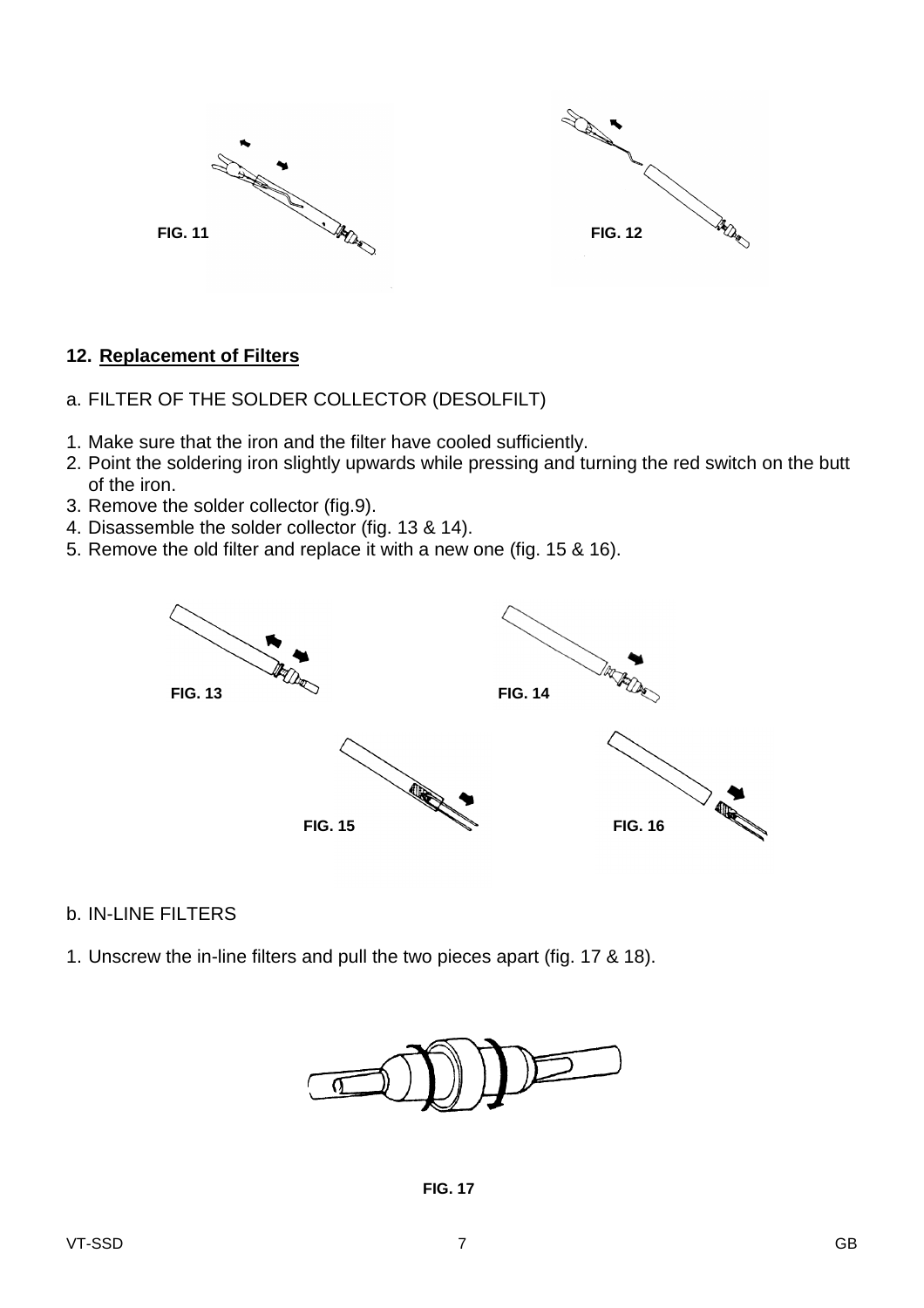FIG. 11

FIG. 12

## 12. Replacement of Filters

a. FILTER OF THE SOLDER COLLECTOR (DESOLFILT)

1. Make sure that the iron and the filter have cooled sufficiently.
2. Point the soldering iron slightly upwards while pressing and turning the red switch on the butt of the iron.
3. Remove the solder collector (fig.9).
4. Disassemble the solder collector (fig. 13 & 14).
5. Remove the old filter and replace it with a new one (fig. 15 & 16).

FIG. 13

FIG. 14

FIG. 15

FIG. 16

b. IN-LINE FILTERS

1. Unscrew the in-line filters and pull the two pieces apart (fig. 17 & 18).

FIG. 17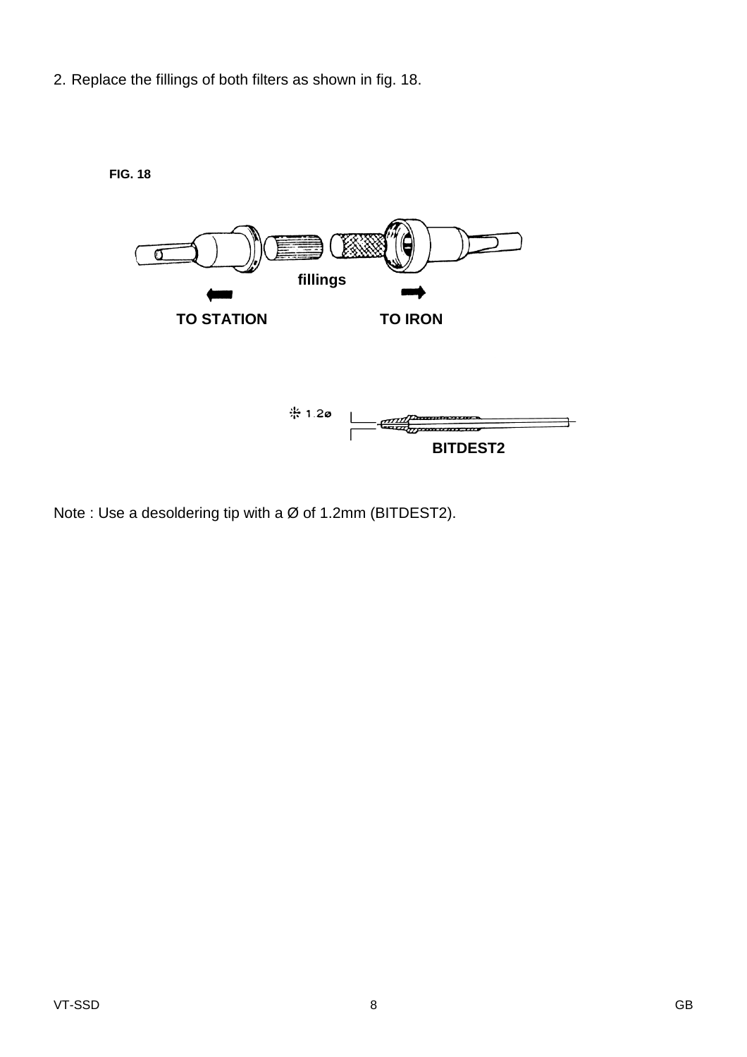2. Replace the fillings of both filters as shown in fig. 18.

**FIG. 18**

fillings

TO STATION

TO IRON

※ 1.2ø

BITDEST2

Note : Use a desoldering tip with a Ø of 1.2mm (BITDEST2).